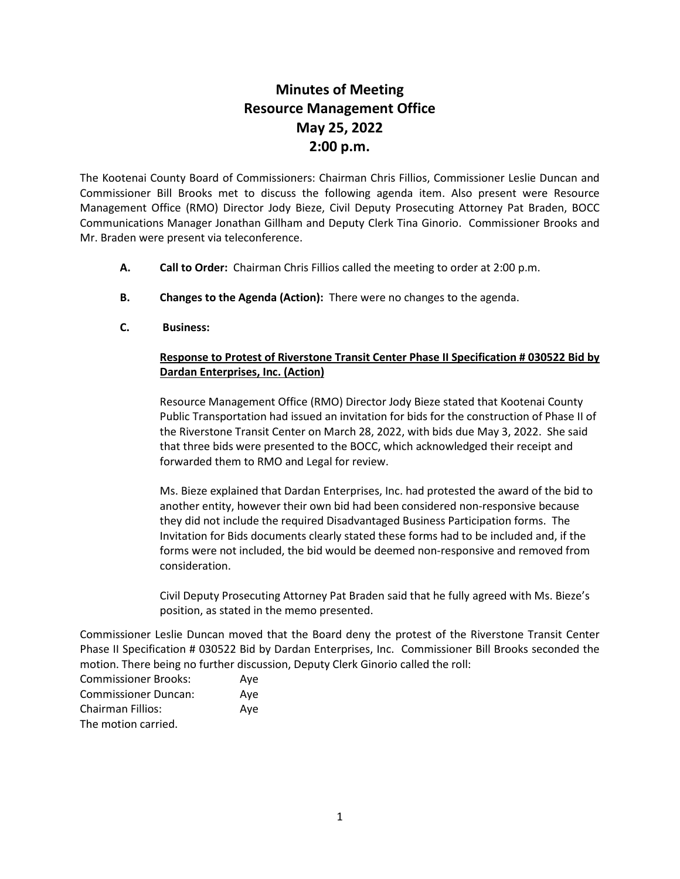# Minutes of Meeting
# Resource Management Office
# May 25, 2022
# 2:00 p.m.

The Kootenai County Board of Commissioners: Chairman Chris Fillios, Commissioner Leslie Duncan and Commissioner Bill Brooks met to discuss the following agenda item. Also present were Resource Management Office (RMO) Director Jody Bieze, Civil Deputy Prosecuting Attorney Pat Braden, BOCC Communications Manager Jonathan Gillham and Deputy Clerk Tina Ginorio. Commissioner Brooks and Mr. Braden were present via teleconference.

**A. Call to Order:** Chairman Chris Fillios called the meeting to order at 2:00 p.m.

**B. Changes to the Agenda (Action):** There were no changes to the agenda.

**C. Business:**

**Response to Protest of Riverstone Transit Center Phase II Specification # 030522 Bid by Dardan Enterprises, Inc. (Action)**

Resource Management Office (RMO) Director Jody Bieze stated that Kootenai County Public Transportation had issued an invitation for bids for the construction of Phase II of the Riverstone Transit Center on March 28, 2022, with bids due May 3, 2022. She said that three bids were presented to the BOCC, which acknowledged their receipt and forwarded them to RMO and Legal for review.

Ms. Bieze explained that Dardan Enterprises, Inc. had protested the award of the bid to another entity, however their own bid had been considered non-responsive because they did not include the required Disadvantaged Business Participation forms. The Invitation for Bids documents clearly stated these forms had to be included and, if the forms were not included, the bid would be deemed non-responsive and removed from consideration.

Civil Deputy Prosecuting Attorney Pat Braden said that he fully agreed with Ms. Bieze's position, as stated in the memo presented.

Commissioner Leslie Duncan moved that the Board deny the protest of the Riverstone Transit Center Phase II Specification # 030522 Bid by Dardan Enterprises, Inc. Commissioner Bill Brooks seconded the motion. There being no further discussion, Deputy Clerk Ginorio called the roll:

Commissioner Brooks: Aye
Commissioner Duncan: Aye
Chairman Fillios: Aye
The motion carried.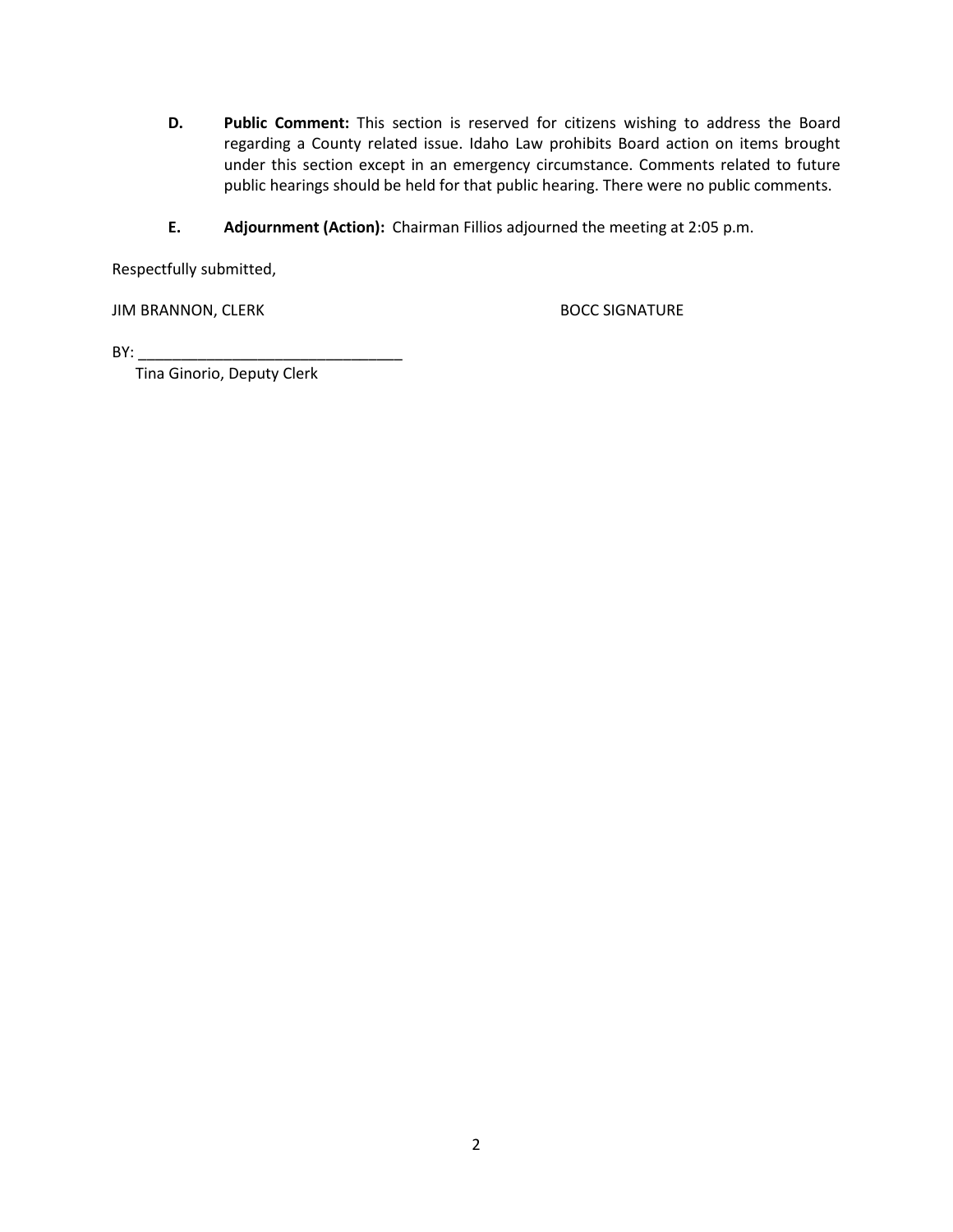**D. Public Comment:** This section is reserved for citizens wishing to address the Board regarding a County related issue. Idaho Law prohibits Board action on items brought under this section except in an emergency circumstance. Comments related to future public hearings should be held for that public hearing. There were no public comments.

**E. Adjournment (Action):** Chairman Fillios adjourned the meeting at 2:05 p.m.

Respectfully submitted,

JIM BRANNON, CLERK                                                    BOCC SIGNATURE

BY: _______________________________
Tina Ginorio, Deputy Clerk